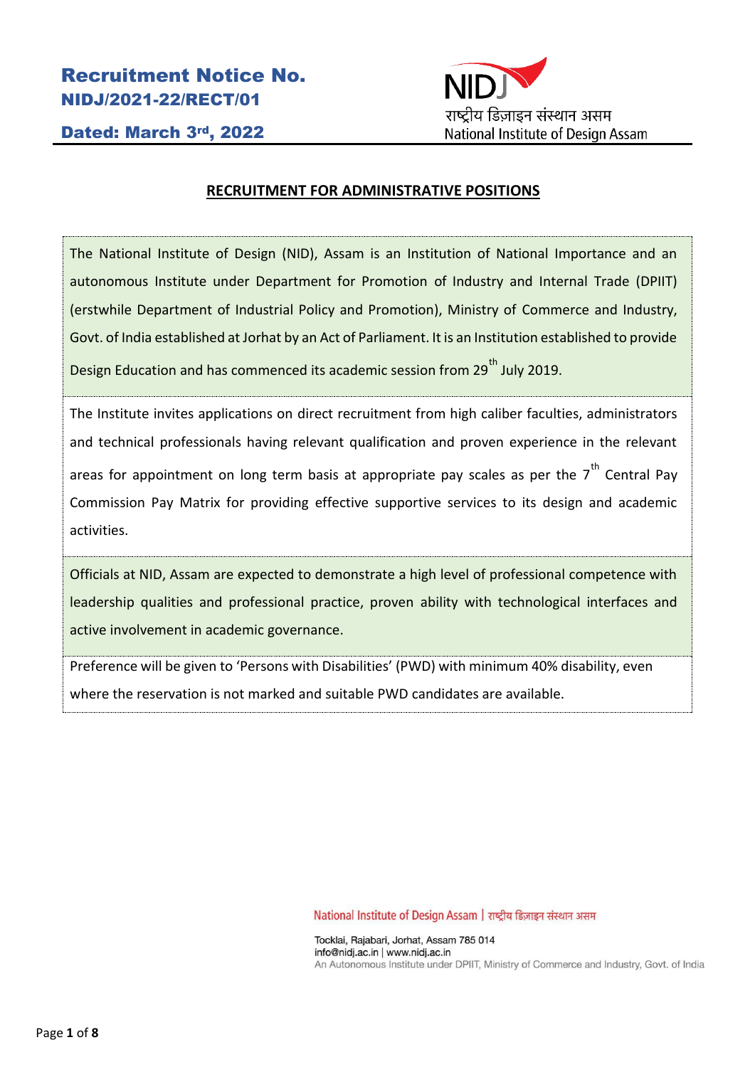# Recruitment Notice No. NIDJ/2021-22/RECT/01

**Dated: March 3rd, 2022**

NIDJ
राष्ट्रीय डिज़ाइन संस्थान असम
National Institute of Design Assam

## RECRUITMENT FOR ADMINISTRATIVE POSITIONS

The National Institute of Design (NID), Assam is an Institution of National Importance and an autonomous Institute under Department for Promotion of Industry and Internal Trade (DPIIT) (erstwhile Department of Industrial Policy and Promotion), Ministry of Commerce and Industry, Govt. of India established at Jorhat by an Act of Parliament. It is an Institution established to provide Design Education and has commenced its academic session from 29th July 2019.

The Institute invites applications on direct recruitment from high caliber faculties, administrators and technical professionals having relevant qualification and proven experience in the relevant areas for appointment on long term basis at appropriate pay scales as per the 7th Central Pay Commission Pay Matrix for providing effective supportive services to its design and academic activities.

Officials at NID, Assam are expected to demonstrate a high level of professional competence with leadership qualities and professional practice, proven ability with technological interfaces and active involvement in academic governance.

Preference will be given to 'Persons with Disabilities' (PWD) with minimum 40% disability, even where the reservation is not marked and suitable PWD candidates are available.

National Institute of Design Assam | राष्ट्रीय डिज़ाइन संस्थान असम

Tocklai, Rajabari, Jorhat, Assam 785 014
info@nidj.ac.in | www.nidj.ac.in
An Autonomous Institute under DPIIT, Ministry of Commerce and Industry, Govt. of India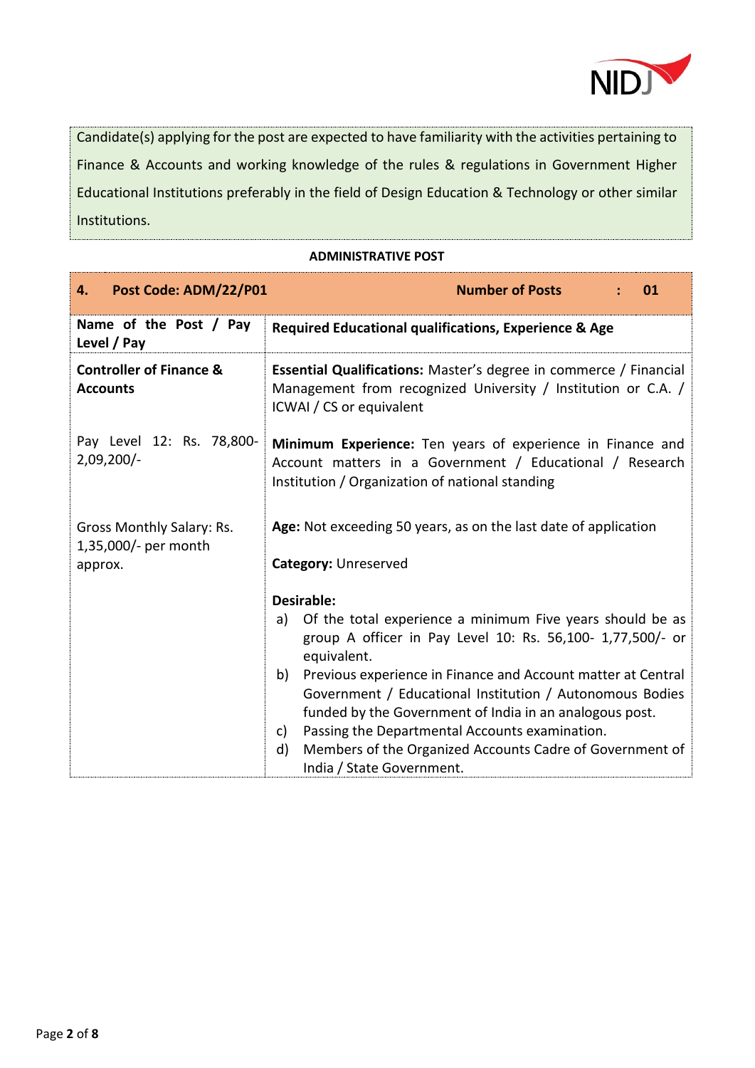Candidate(s) applying for the post are expected to have familiarity with the activities pertaining to Finance & Accounts and working knowledge of the rules & regulations in Government Higher Educational Institutions preferably in the field of Design Education & Technology or other similar Institutions.

**ADMINISTRATIVE POST**

| **4. Post Code: ADM/22/P01** | **Number of Posts : 01** |
|---|---|
| **Name of the Post / Pay Level / Pay** | **Required Educational qualifications, Experience & Age** |
| **Controller of Finance & Accounts**<br><br>Pay Level 12: Rs. 78,800-2,09,200/-<br><br>Gross Monthly Salary: Rs. 1,35,000/- per month approx. | **Essential Qualifications:** Master's degree in commerce / Financial Management from recognized University / Institution or C.A. / ICWAI / CS or equivalent<br><br>**Minimum Experience:** Ten years of experience in Finance and Account matters in a Government / Educational / Research Institution / Organization of national standing<br><br>**Age:** Not exceeding 50 years, as on the last date of application<br><br>**Category:** Unreserved<br><br>**Desirable:**<br>a) Of the total experience a minimum Five years should be as group A officer in Pay Level 10: Rs. 56,100- 1,77,500/- or equivalent.<br>b) Previous experience in Finance and Account matter at Central Government / Educational Institution / Autonomous Bodies funded by the Government of India in an analogous post.<br>c) Passing the Departmental Accounts examination.<br>d) Members of the Organized Accounts Cadre of Government of India / State Government. |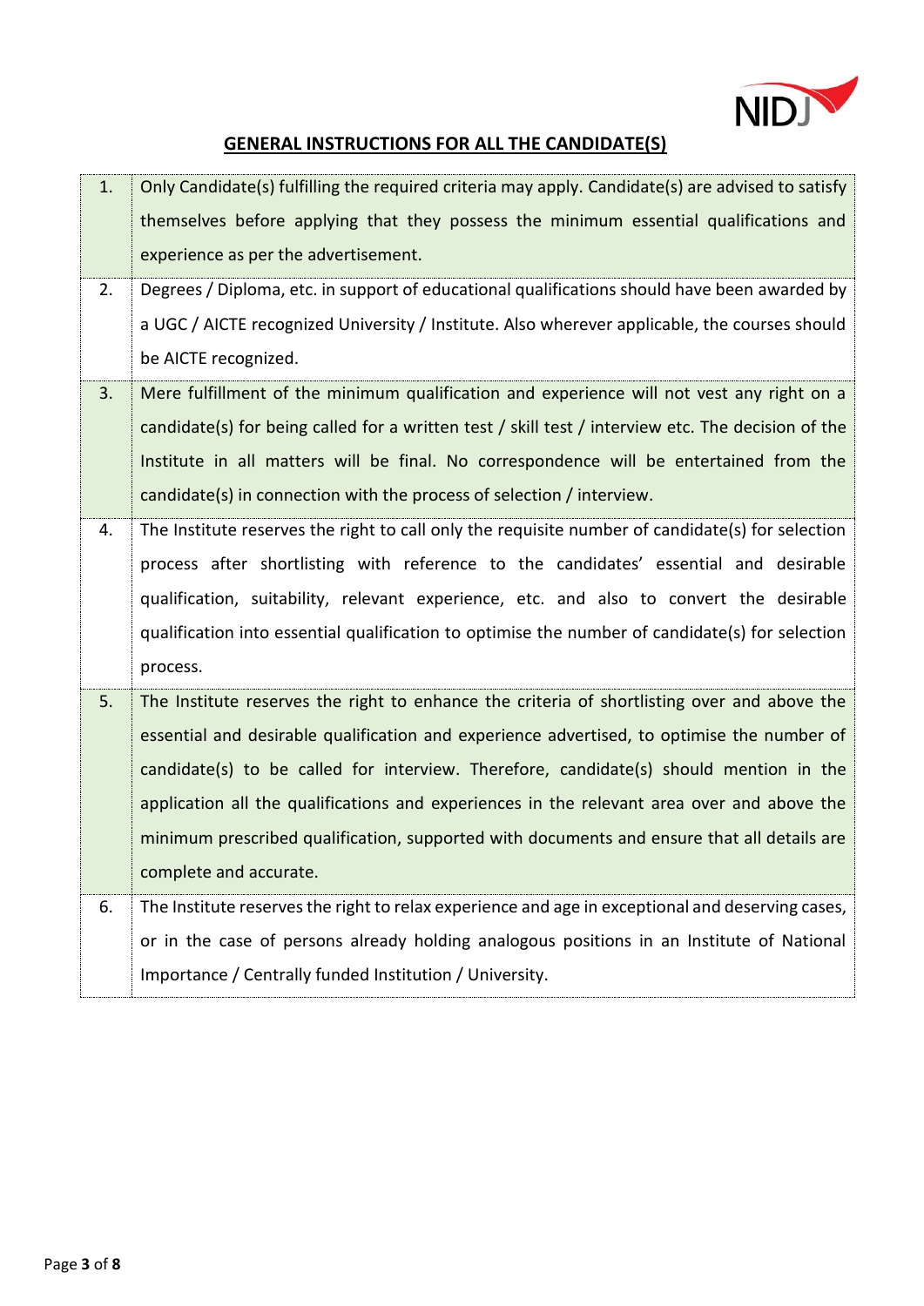## GENERAL INSTRUCTIONS FOR ALL THE CANDIDATE(S)

| | |
|---|---|
| 1. | Only Candidate(s) fulfilling the required criteria may apply. Candidate(s) are advised to satisfy themselves before applying that they possess the minimum essential qualifications and experience as per the advertisement. |
| 2. | Degrees / Diploma, etc. in support of educational qualifications should have been awarded by a UGC / AICTE recognized University / Institute. Also wherever applicable, the courses should be AICTE recognized. |
| 3. | Mere fulfillment of the minimum qualification and experience will not vest any right on a candidate(s) for being called for a written test / skill test / interview etc. The decision of the Institute in all matters will be final. No correspondence will be entertained from the candidate(s) in connection with the process of selection / interview. |
| 4. | The Institute reserves the right to call only the requisite number of candidate(s) for selection process after shortlisting with reference to the candidates' essential and desirable qualification, suitability, relevant experience, etc. and also to convert the desirable qualification into essential qualification to optimise the number of candidate(s) for selection process. |
| 5. | The Institute reserves the right to enhance the criteria of shortlisting over and above the essential and desirable qualification and experience advertised, to optimise the number of candidate(s) to be called for interview. Therefore, candidate(s) should mention in the application all the qualifications and experiences in the relevant area over and above the minimum prescribed qualification, supported with documents and ensure that all details are complete and accurate. |
| 6. | The Institute reserves the right to relax experience and age in exceptional and deserving cases, or in the case of persons already holding analogous positions in an Institute of National Importance / Centrally funded Institution / University. |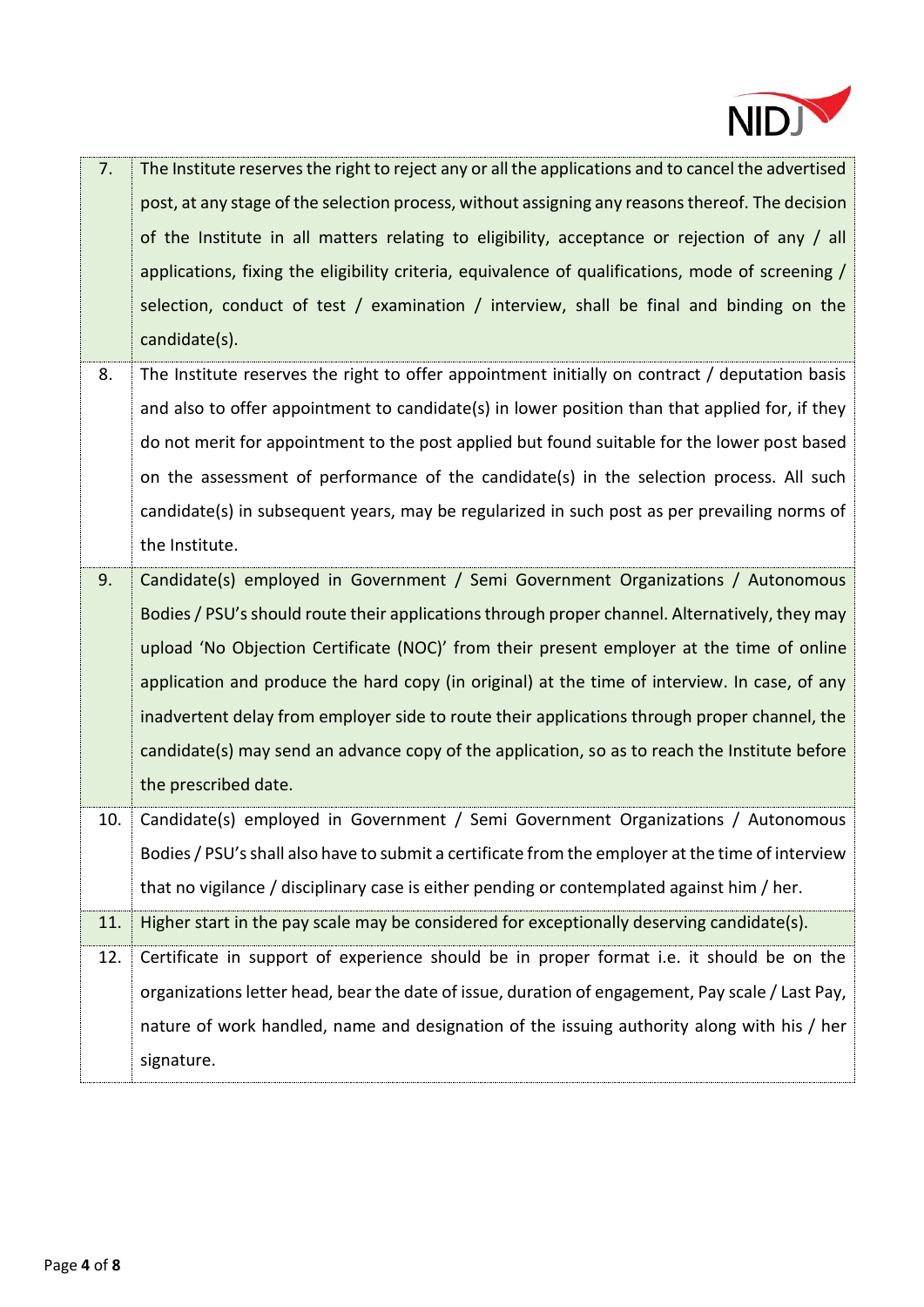| | |
|---|---|
| 7. | The Institute reserves the right to reject any or all the applications and to cancel the advertised post, at any stage of the selection process, without assigning any reasons thereof. The decision of the Institute in all matters relating to eligibility, acceptance or rejection of any / all applications, fixing the eligibility criteria, equivalence of qualifications, mode of screening / selection, conduct of test / examination / interview, shall be final and binding on the candidate(s). |
| 8. | The Institute reserves the right to offer appointment initially on contract / deputation basis and also to offer appointment to candidate(s) in lower position than that applied for, if they do not merit for appointment to the post applied but found suitable for the lower post based on the assessment of performance of the candidate(s) in the selection process. All such candidate(s) in subsequent years, may be regularized in such post as per prevailing norms of the Institute. |
| 9. | Candidate(s) employed in Government / Semi Government Organizations / Autonomous Bodies / PSU's should route their applications through proper channel. Alternatively, they may upload 'No Objection Certificate (NOC)' from their present employer at the time of online application and produce the hard copy (in original) at the time of interview. In case, of any inadvertent delay from employer side to route their applications through proper channel, the candidate(s) may send an advance copy of the application, so as to reach the Institute before the prescribed date. |
| 10. | Candidate(s) employed in Government / Semi Government Organizations / Autonomous Bodies / PSU's shall also have to submit a certificate from the employer at the time of interview that no vigilance / disciplinary case is either pending or contemplated against him / her. |
| 11. | Higher start in the pay scale may be considered for exceptionally deserving candidate(s). |
| 12. | Certificate in support of experience should be in proper format i.e. it should be on the organizations letter head, bear the date of issue, duration of engagement, Pay scale / Last Pay, nature of work handled, name and designation of the issuing authority along with his / her signature. |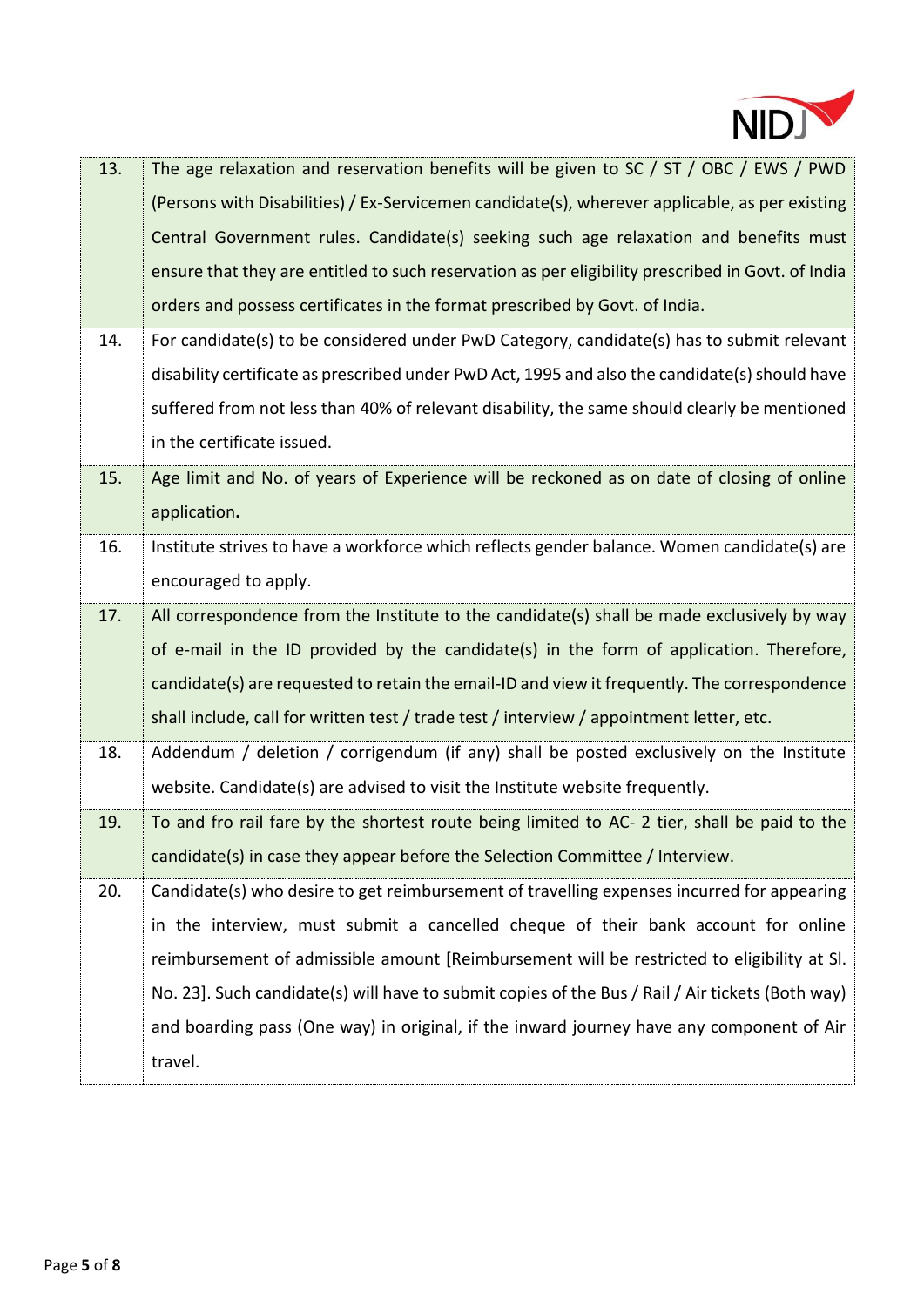| | |
|---|---|
| 13. | The age relaxation and reservation benefits will be given to SC / ST / OBC / EWS / PWD (Persons with Disabilities) / Ex-Servicemen candidate(s), wherever applicable, as per existing Central Government rules. Candidate(s) seeking such age relaxation and benefits must ensure that they are entitled to such reservation as per eligibility prescribed in Govt. of India orders and possess certificates in the format prescribed by Govt. of India. |
| 14. | For candidate(s) to be considered under PwD Category, candidate(s) has to submit relevant disability certificate as prescribed under PwD Act, 1995 and also the candidate(s) should have suffered from not less than 40% of relevant disability, the same should clearly be mentioned in the certificate issued. |
| 15. | Age limit and No. of years of Experience will be reckoned as on date of closing of online application**.** |
| 16. | Institute strives to have a workforce which reflects gender balance. Women candidate(s) are encouraged to apply. |
| 17. | All correspondence from the Institute to the candidate(s) shall be made exclusively by way of e-mail in the ID provided by the candidate(s) in the form of application. Therefore, candidate(s) are requested to retain the email-ID and view it frequently. The correspondence shall include, call for written test / trade test / interview / appointment letter, etc. |
| 18. | Addendum / deletion / corrigendum (if any) shall be posted exclusively on the Institute website. Candidate(s) are advised to visit the Institute website frequently. |
| 19. | To and fro rail fare by the shortest route being limited to AC- 2 tier, shall be paid to the candidate(s) in case they appear before the Selection Committee / Interview. |
| 20. | Candidate(s) who desire to get reimbursement of travelling expenses incurred for appearing in the interview, must submit a cancelled cheque of their bank account for online reimbursement of admissible amount [Reimbursement will be restricted to eligibility at Sl. No. 23]. Such candidate(s) will have to submit copies of the Bus / Rail / Air tickets (Both way) and boarding pass (One way) in original, if the inward journey have any component of Air travel. |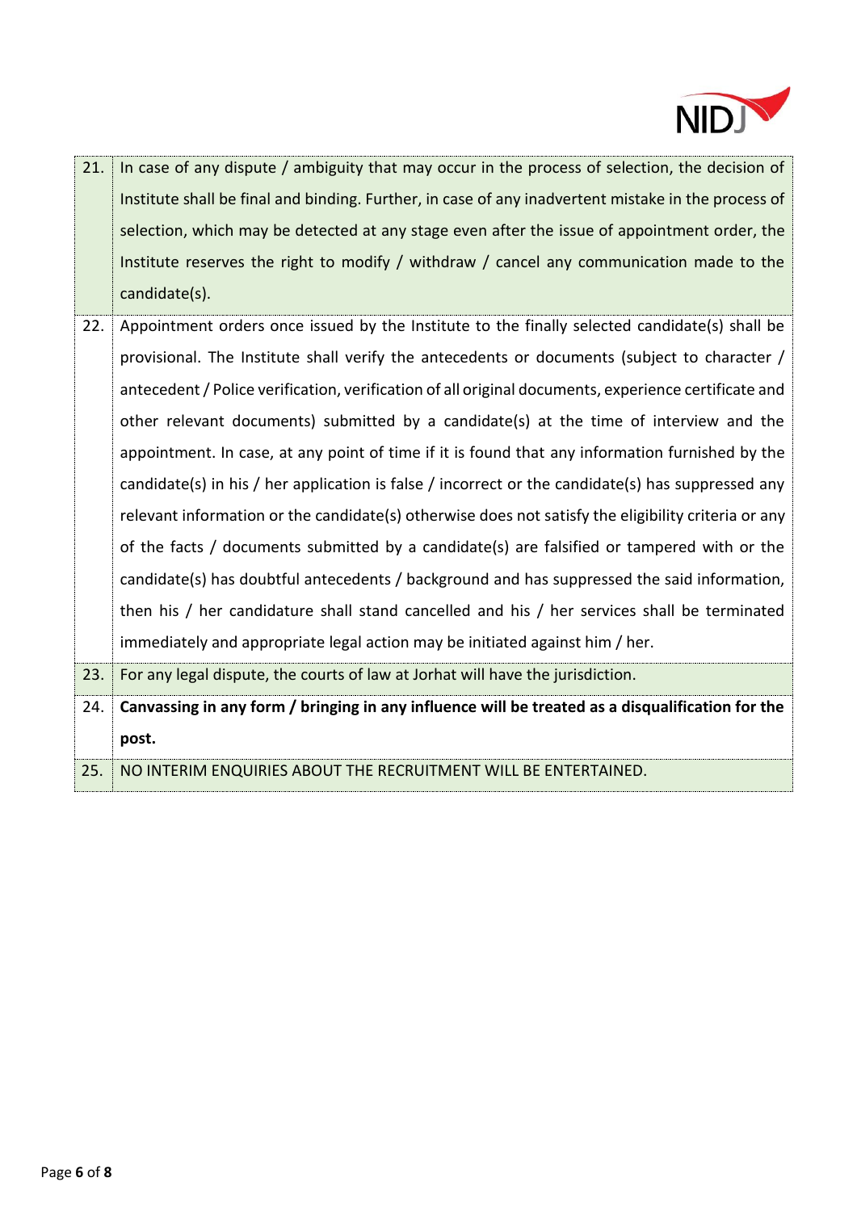| | |
|---|---|
| 21. | In case of any dispute / ambiguity that may occur in the process of selection, the decision of Institute shall be final and binding. Further, in case of any inadvertent mistake in the process of selection, which may be detected at any stage even after the issue of appointment order, the Institute reserves the right to modify / withdraw / cancel any communication made to the candidate(s). |
| 22. | Appointment orders once issued by the Institute to the finally selected candidate(s) shall be provisional. The Institute shall verify the antecedents or documents (subject to character / antecedent / Police verification, verification of all original documents, experience certificate and other relevant documents) submitted by a candidate(s) at the time of interview and the appointment. In case, at any point of time if it is found that any information furnished by the candidate(s) in his / her application is false / incorrect or the candidate(s) has suppressed any relevant information or the candidate(s) otherwise does not satisfy the eligibility criteria or any of the facts / documents submitted by a candidate(s) are falsified or tampered with or the candidate(s) has doubtful antecedents / background and has suppressed the said information, then his / her candidature shall stand cancelled and his / her services shall be terminated immediately and appropriate legal action may be initiated against him / her. |
| 23. | For any legal dispute, the courts of law at Jorhat will have the jurisdiction. |
| 24. | **Canvassing in any form / bringing in any influence will be treated as a disqualification for the post.** |
| 25. | NO INTERIM ENQUIRIES ABOUT THE RECRUITMENT WILL BE ENTERTAINED. |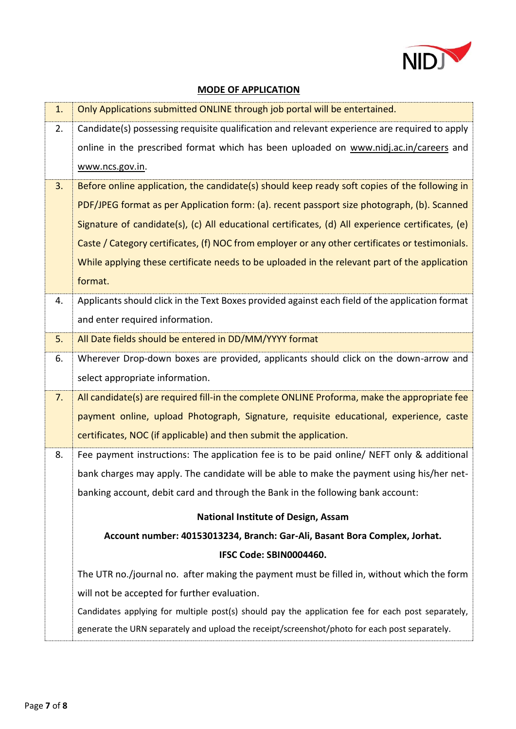## MODE OF APPLICATION

| | |
|---|---|
| 1. | Only Applications submitted ONLINE through job portal will be entertained. |
| 2. | Candidate(s) possessing requisite qualification and relevant experience are required to apply online in the prescribed format which has been uploaded on www.nidj.ac.in/careers and www.ncs.gov.in. |
| 3. | Before online application, the candidate(s) should keep ready soft copies of the following in PDF/JPEG format as per Application form: (a). recent passport size photograph, (b). Scanned Signature of candidate(s), (c) All educational certificates, (d) All experience certificates, (e) Caste / Category certificates, (f) NOC from employer or any other certificates or testimonials. While applying these certificate needs to be uploaded in the relevant part of the application format. |
| 4. | Applicants should click in the Text Boxes provided against each field of the application format and enter required information. |
| 5. | All Date fields should be entered in DD/MM/YYYY format |
| 6. | Wherever Drop-down boxes are provided, applicants should click on the down-arrow and select appropriate information. |
| 7. | All candidate(s) are required fill-in the complete ONLINE Proforma, make the appropriate fee payment online, upload Photograph, Signature, requisite educational, experience, caste certificates, NOC (if applicable) and then submit the application. |
| 8. | Fee payment instructions: The application fee is to be paid online/ NEFT only & additional bank charges may apply. The candidate will be able to make the payment using his/her net-banking account, debit card and through the Bank in the following bank account:<br><br>**National Institute of Design, Assam**<br>**Account number: 40153013234, Branch: Gar-Ali, Basant Bora Complex, Jorhat.**<br>**IFSC Code: SBIN0004460.**<br><br>The UTR no./journal no. after making the payment must be filled in, without which the form will not be accepted for further evaluation.<br>Candidates applying for multiple post(s) should pay the application fee for each post separately, generate the URN separately and upload the receipt/screenshot/photo for each post separately. |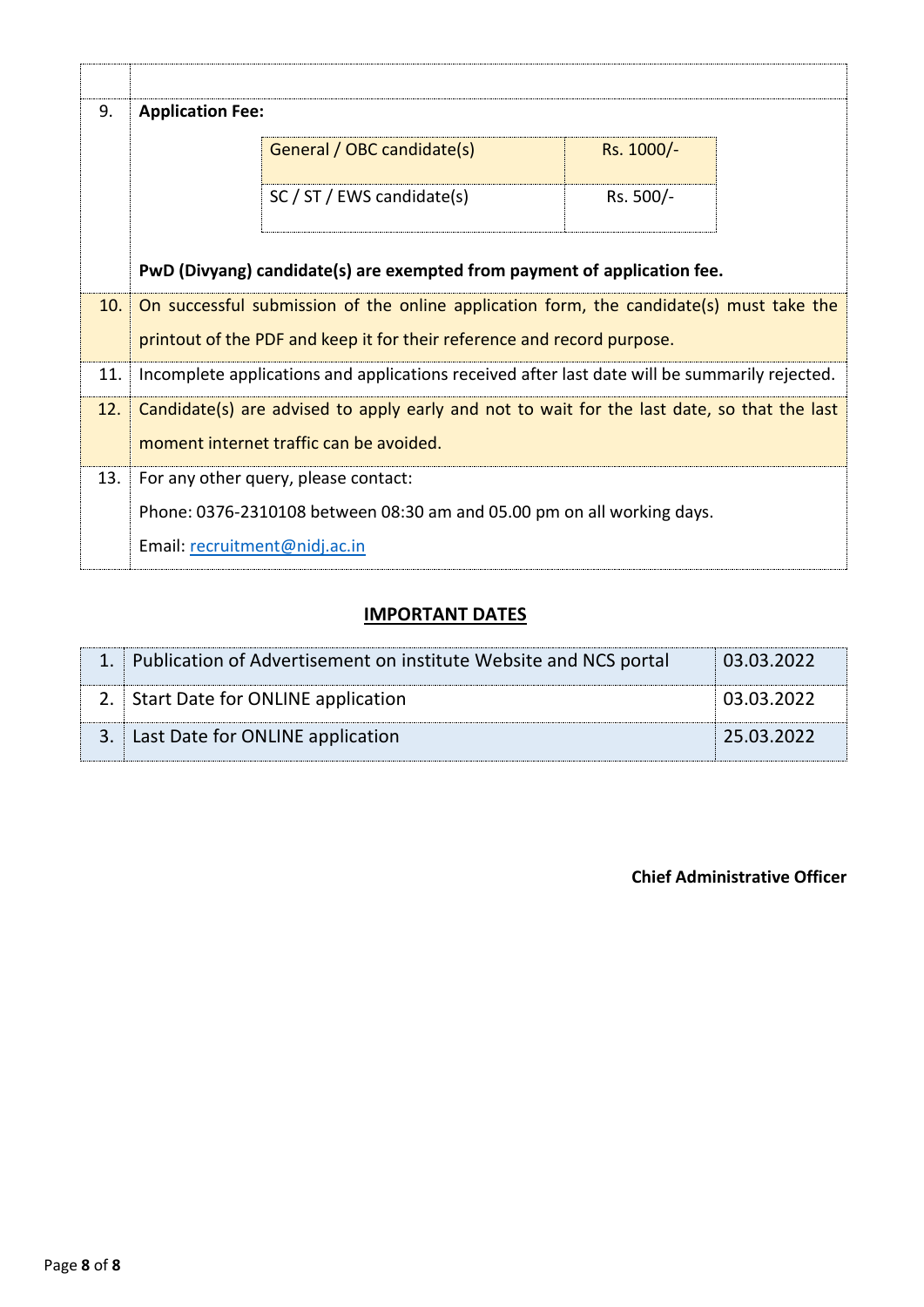| | |
|---|---|
| | |
| 9. | **Application Fee:** |

| | |
|---|---|
| General / OBC candidate(s) | Rs. 1000/- |
| SC / ST / EWS candidate(s) | Rs. 500/- |

**PwD (Divyang) candidate(s) are exempted from payment of application fee.**

| | |
|---|---|
| 10. | On successful submission of the online application form, the candidate(s) must take the printout of the PDF and keep it for their reference and record purpose. |
| 11. | Incomplete applications and applications received after last date will be summarily rejected. |
| 12. | Candidate(s) are advised to apply early and not to wait for the last date, so that the last moment internet traffic can be avoided. |
| 13. | For any other query, please contact:<br>Phone: 0376-2310108 between 08:30 am and 05.00 pm on all working days.<br>Email: recruitment@nidj.ac.in |

## IMPORTANT DATES

| | | |
|---|---|---|
| 1. | Publication of Advertisement on institute Website and NCS portal | 03.03.2022 |
| 2. | Start Date for ONLINE application | 03.03.2022 |
| 3. | Last Date for ONLINE application | 25.03.2022 |

**Chief Administrative Officer**